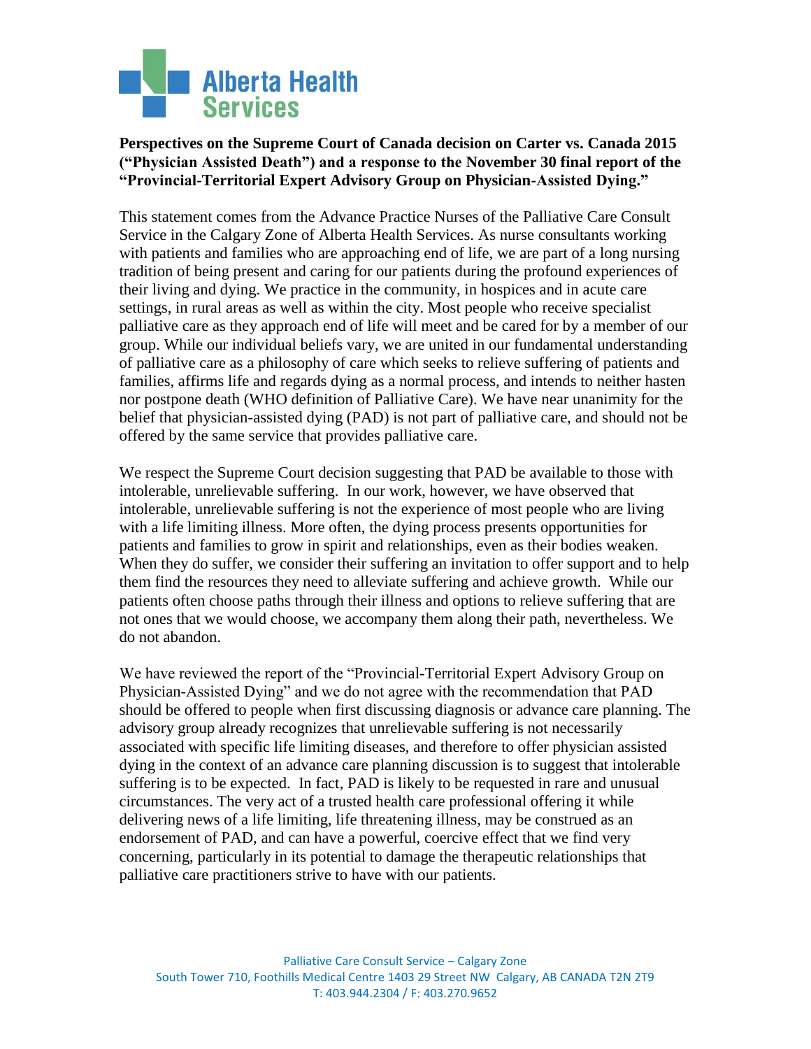Alberta Health Services

**Perspectives on the Supreme Court of Canada decision on Carter vs. Canada 2015 ("Physician Assisted Death") and a response to the November 30 final report of the "Provincial-Territorial Expert Advisory Group on Physician-Assisted Dying."**

This statement comes from the Advance Practice Nurses of the Palliative Care Consult Service in the Calgary Zone of Alberta Health Services. As nurse consultants working with patients and families who are approaching end of life, we are part of a long nursing tradition of being present and caring for our patients during the profound experiences of their living and dying. We practice in the community, in hospices and in acute care settings, in rural areas as well as within the city. Most people who receive specialist palliative care as they approach end of life will meet and be cared for by a member of our group. While our individual beliefs vary, we are united in our fundamental understanding of palliative care as a philosophy of care which seeks to relieve suffering of patients and families, affirms life and regards dying as a normal process, and intends to neither hasten nor postpone death (WHO definition of Palliative Care). We have near unanimity for the belief that physician-assisted dying (PAD) is not part of palliative care, and should not be offered by the same service that provides palliative care.

We respect the Supreme Court decision suggesting that PAD be available to those with intolerable, unrelievable suffering. In our work, however, we have observed that intolerable, unrelievable suffering is not the experience of most people who are living with a life limiting illness. More often, the dying process presents opportunities for patients and families to grow in spirit and relationships, even as their bodies weaken. When they do suffer, we consider their suffering an invitation to offer support and to help them find the resources they need to alleviate suffering and achieve growth. While our patients often choose paths through their illness and options to relieve suffering that are not ones that we would choose, we accompany them along their path, nevertheless. We do not abandon.

We have reviewed the report of the "Provincial-Territorial Expert Advisory Group on Physician-Assisted Dying" and we do not agree with the recommendation that PAD should be offered to people when first discussing diagnosis or advance care planning. The advisory group already recognizes that unrelievable suffering is not necessarily associated with specific life limiting diseases, and therefore to offer physician assisted dying in the context of an advance care planning discussion is to suggest that intolerable suffering is to be expected. In fact, PAD is likely to be requested in rare and unusual circumstances. The very act of a trusted health care professional offering it while delivering news of a life limiting, life threatening illness, may be construed as an endorsement of PAD, and can have a powerful, coercive effect that we find very concerning, particularly in its potential to damage the therapeutic relationships that palliative care practitioners strive to have with our patients.

Palliative Care Consult Service – Calgary Zone
South Tower 710, Foothills Medical Centre 1403 29 Street NW Calgary, AB CANADA T2N 2T9
T: 403.944.2304 / F: 403.270.9652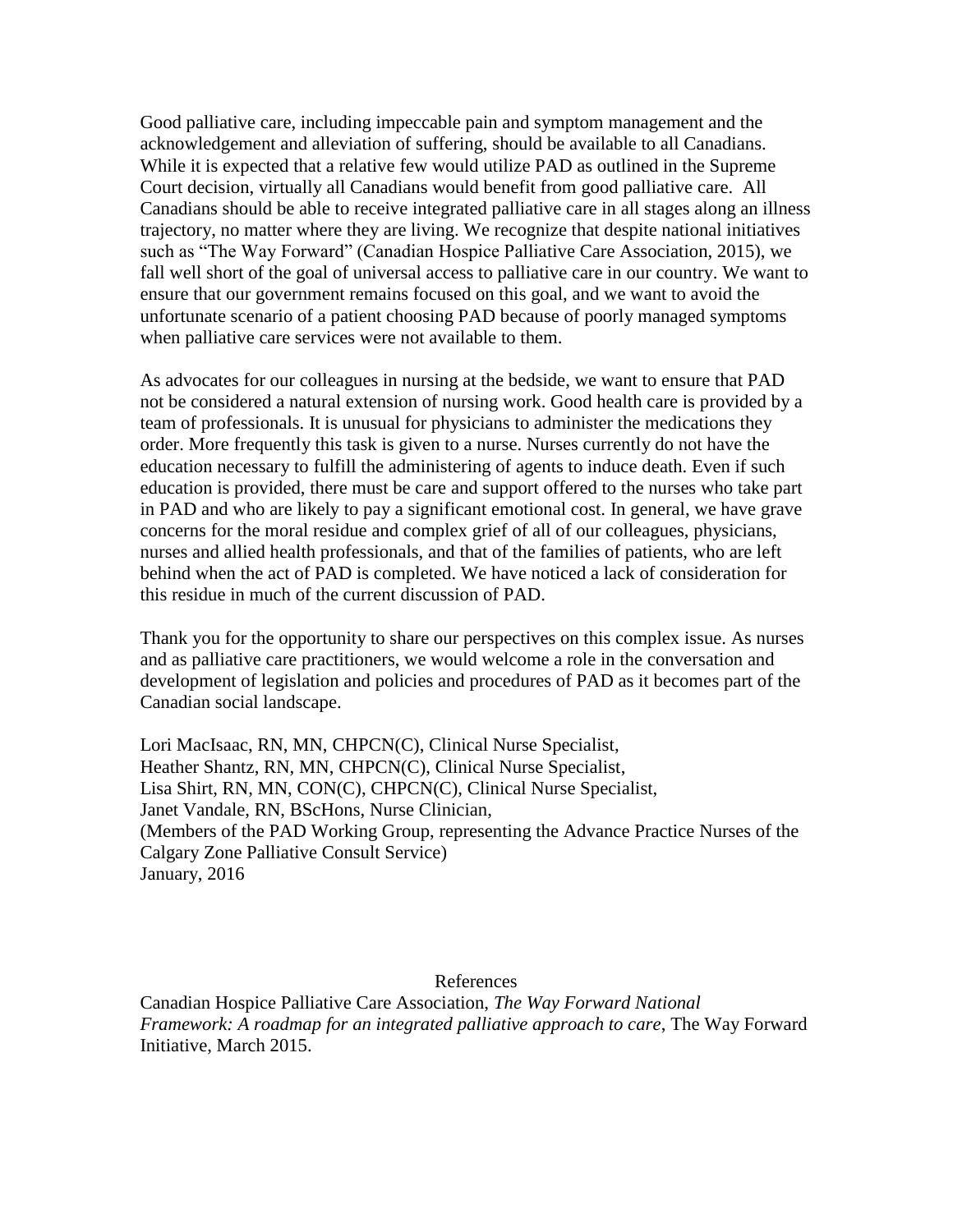Good palliative care, including impeccable pain and symptom management and the acknowledgement and alleviation of suffering, should be available to all Canadians. While it is expected that a relative few would utilize PAD as outlined in the Supreme Court decision, virtually all Canadians would benefit from good palliative care. All Canadians should be able to receive integrated palliative care in all stages along an illness trajectory, no matter where they are living. We recognize that despite national initiatives such as "The Way Forward" (Canadian Hospice Palliative Care Association, 2015), we fall well short of the goal of universal access to palliative care in our country. We want to ensure that our government remains focused on this goal, and we want to avoid the unfortunate scenario of a patient choosing PAD because of poorly managed symptoms when palliative care services were not available to them.

As advocates for our colleagues in nursing at the bedside, we want to ensure that PAD not be considered a natural extension of nursing work. Good health care is provided by a team of professionals. It is unusual for physicians to administer the medications they order. More frequently this task is given to a nurse. Nurses currently do not have the education necessary to fulfill the administering of agents to induce death. Even if such education is provided, there must be care and support offered to the nurses who take part in PAD and who are likely to pay a significant emotional cost. In general, we have grave concerns for the moral residue and complex grief of all of our colleagues, physicians, nurses and allied health professionals, and that of the families of patients, who are left behind when the act of PAD is completed. We have noticed a lack of consideration for this residue in much of the current discussion of PAD.

Thank you for the opportunity to share our perspectives on this complex issue. As nurses and as palliative care practitioners, we would welcome a role in the conversation and development of legislation and policies and procedures of PAD as it becomes part of the Canadian social landscape.

Lori MacIsaac, RN, MN, CHPCN(C), Clinical Nurse Specialist,  
Heather Shantz, RN, MN, CHPCN(C), Clinical Nurse Specialist,  
Lisa Shirt, RN, MN, CON(C), CHPCN(C), Clinical Nurse Specialist,  
Janet Vandale, RN, BScHons, Nurse Clinician,  
(Members of the PAD Working Group, representing the Advance Practice Nurses of the Calgary Zone Palliative Consult Service)  
January, 2016

## References

Canadian Hospice Palliative Care Association, *The Way Forward National Framework: A roadmap for an integrated palliative approach to care*, The Way Forward Initiative, March 2015.